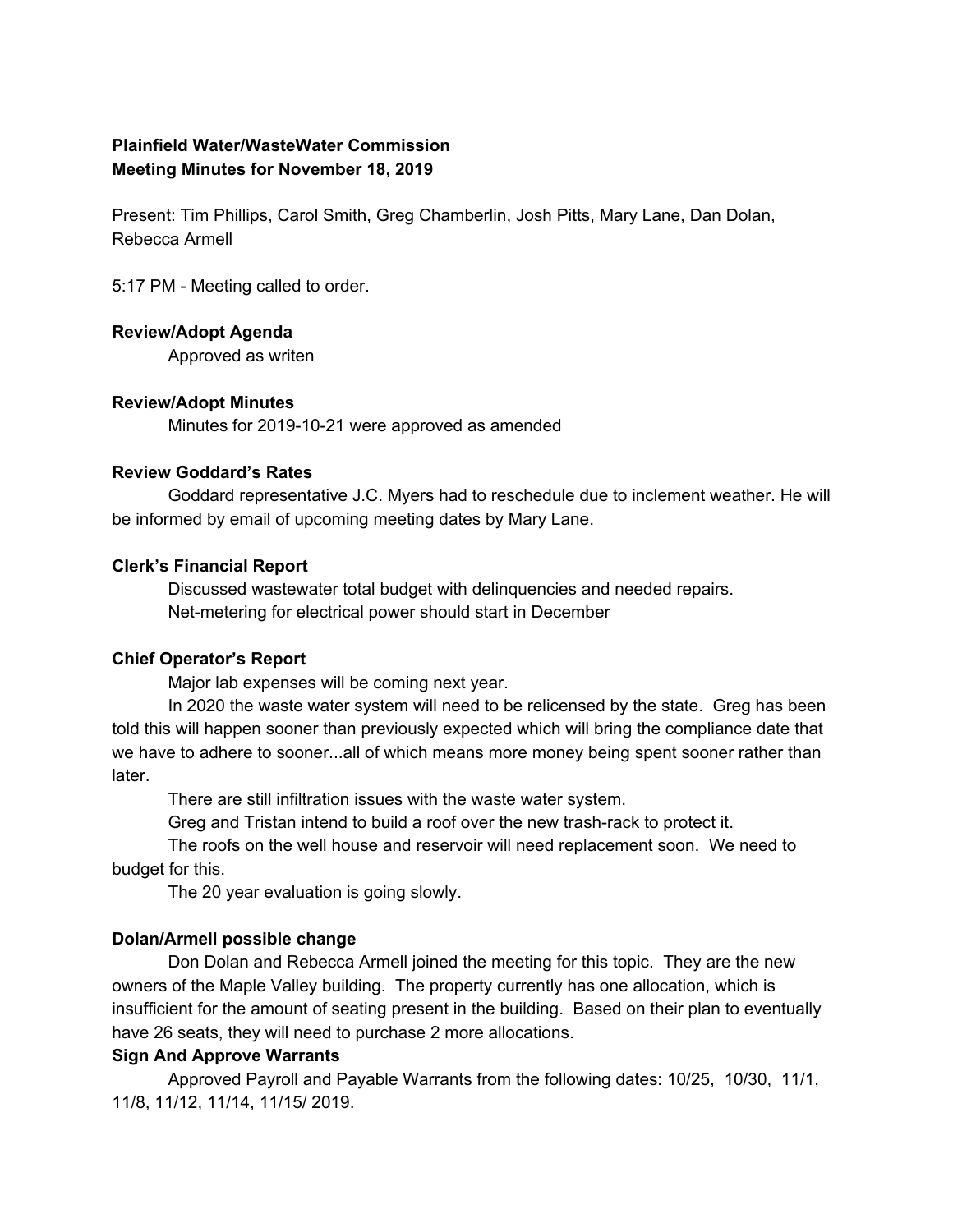**Plainfield Water/WasteWater Commission**
**Meeting Minutes for November 18, 2019**

Present: Tim Phillips, Carol Smith, Greg Chamberlin, Josh Pitts, Mary Lane, Dan Dolan, Rebecca Armell

5:17 PM - Meeting called to order.

**Review/Adopt Agenda**

Approved as writen

**Review/Adopt Minutes**

Minutes for 2019-10-21 were approved as amended

**Review Goddard's Rates**

Goddard representative J.C. Myers had to reschedule due to inclement weather. He will be informed by email of upcoming meeting dates by Mary Lane.

**Clerk's Financial Report**

Discussed wastewater total budget with delinquencies and needed repairs.

Net-metering for electrical power should start in December

**Chief Operator's Report**

Major lab expenses will be coming next year.

In 2020 the waste water system will need to be relicensed by the state. Greg has been told this will happen sooner than previously expected which will bring the compliance date that we have to adhere to sooner...all of which means more money being spent sooner rather than later.

There are still infiltration issues with the waste water system.

Greg and Tristan intend to build a roof over the new trash-rack to protect it.

The roofs on the well house and reservoir will need replacement soon. We need to budget for this.

The 20 year evaluation is going slowly.

**Dolan/Armell possible change**

Don Dolan and Rebecca Armell joined the meeting for this topic. They are the new owners of the Maple Valley building. The property currently has one allocation, which is insufficient for the amount of seating present in the building. Based on their plan to eventually have 26 seats, they will need to purchase 2 more allocations.

**Sign And Approve Warrants**

Approved Payroll and Payable Warrants from the following dates: 10/25, 10/30, 11/1, 11/8, 11/12, 11/14, 11/15/ 2019.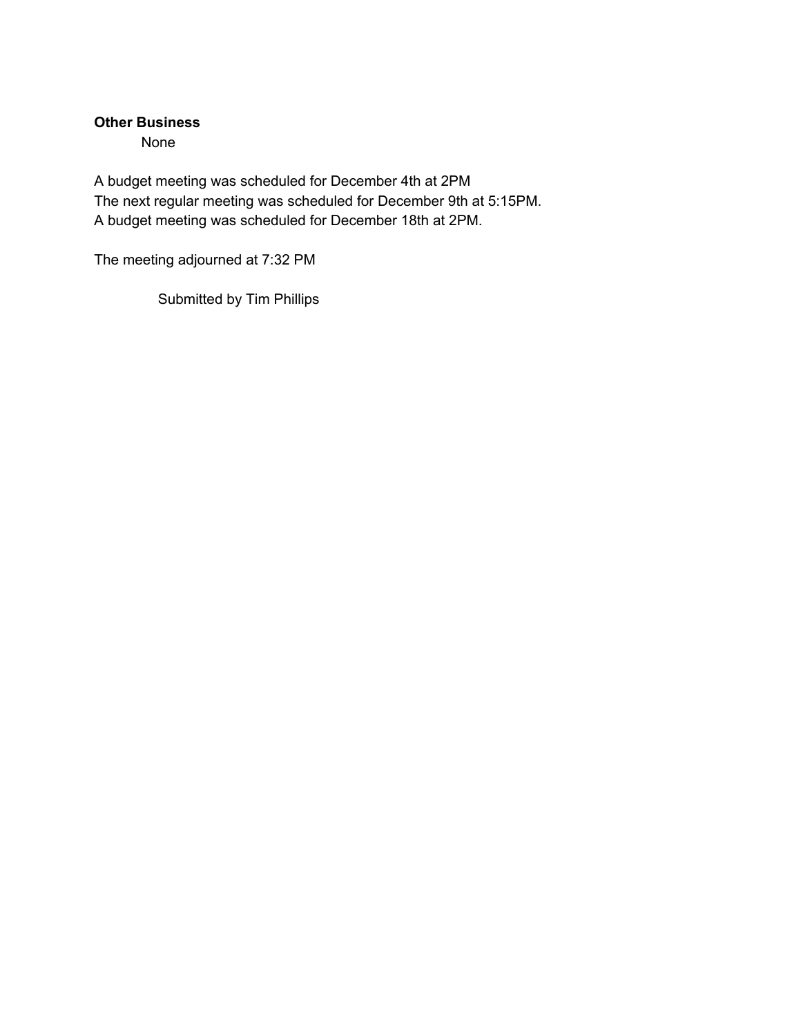**Other Business**

None

A budget meeting was scheduled for December 4th at 2PM
The next regular meeting was scheduled for December 9th at 5:15PM.
A budget meeting was scheduled for December 18th at 2PM.

The meeting adjourned at 7:32 PM

Submitted by Tim Phillips